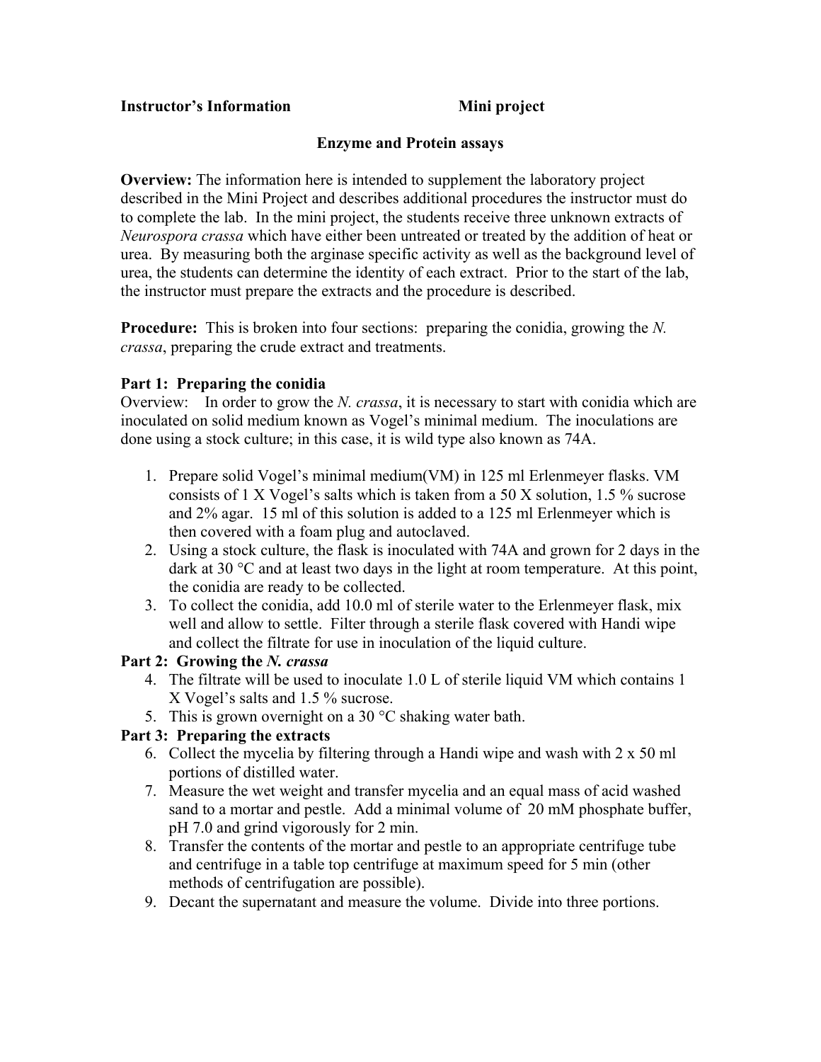**Instructor's Information** **Mini project**

**Enzyme and Protein assays**

**Overview:** The information here is intended to supplement the laboratory project described in the Mini Project and describes additional procedures the instructor must do to complete the lab. In the mini project, the students receive three unknown extracts of *Neurospora crassa* which have either been untreated or treated by the addition of heat or urea. By measuring both the arginase specific activity as well as the background level of urea, the students can determine the identity of each extract. Prior to the start of the lab, the instructor must prepare the extracts and the procedure is described.

**Procedure:** This is broken into four sections: preparing the conidia, growing the *N. crassa*, preparing the crude extract and treatments.

**Part 1: Preparing the conidia**

Overview: In order to grow the *N. crassa*, it is necessary to start with conidia which are inoculated on solid medium known as Vogel's minimal medium. The inoculations are done using a stock culture; in this case, it is wild type also known as 74A.

1. Prepare solid Vogel's minimal medium(VM) in 125 ml Erlenmeyer flasks. VM consists of 1 X Vogel's salts which is taken from a 50 X solution, 1.5 % sucrose and 2% agar. 15 ml of this solution is added to a 125 ml Erlenmeyer which is then covered with a foam plug and autoclaved.
2. Using a stock culture, the flask is inoculated with 74A and grown for 2 days in the dark at 30 °C and at least two days in the light at room temperature. At this point, the conidia are ready to be collected.
3. To collect the conidia, add 10.0 ml of sterile water to the Erlenmeyer flask, mix well and allow to settle. Filter through a sterile flask covered with Handi wipe and collect the filtrate for use in inoculation of the liquid culture.

**Part 2: Growing the *N. crassa***

4. The filtrate will be used to inoculate 1.0 L of sterile liquid VM which contains 1 X Vogel's salts and 1.5 % sucrose.
5. This is grown overnight on a 30 °C shaking water bath.

**Part 3: Preparing the extracts**

6. Collect the mycelia by filtering through a Handi wipe and wash with 2 x 50 ml portions of distilled water.
7. Measure the wet weight and transfer mycelia and an equal mass of acid washed sand to a mortar and pestle. Add a minimal volume of 20 mM phosphate buffer, pH 7.0 and grind vigorously for 2 min.
8. Transfer the contents of the mortar and pestle to an appropriate centrifuge tube and centrifuge in a table top centrifuge at maximum speed for 5 min (other methods of centrifugation are possible).
9. Decant the supernatant and measure the volume. Divide into three portions.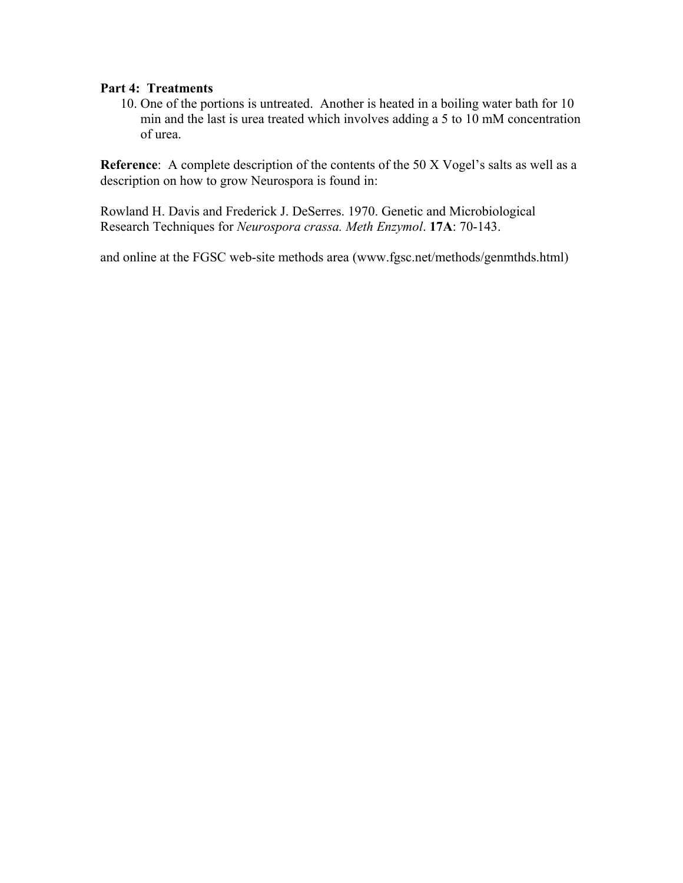**Part 4: Treatments**

10. One of the portions is untreated. Another is heated in a boiling water bath for 10 min and the last is urea treated which involves adding a 5 to 10 mM concentration of urea.

**Reference**: A complete description of the contents of the 50 X Vogel's salts as well as a description on how to grow Neurospora is found in:

Rowland H. Davis and Frederick J. DeSerres. 1970. Genetic and Microbiological Research Techniques for *Neurospora crassa. Meth Enzymol*. **17A**: 70-143.

and online at the FGSC web-site methods area (www.fgsc.net/methods/genmthds.html)